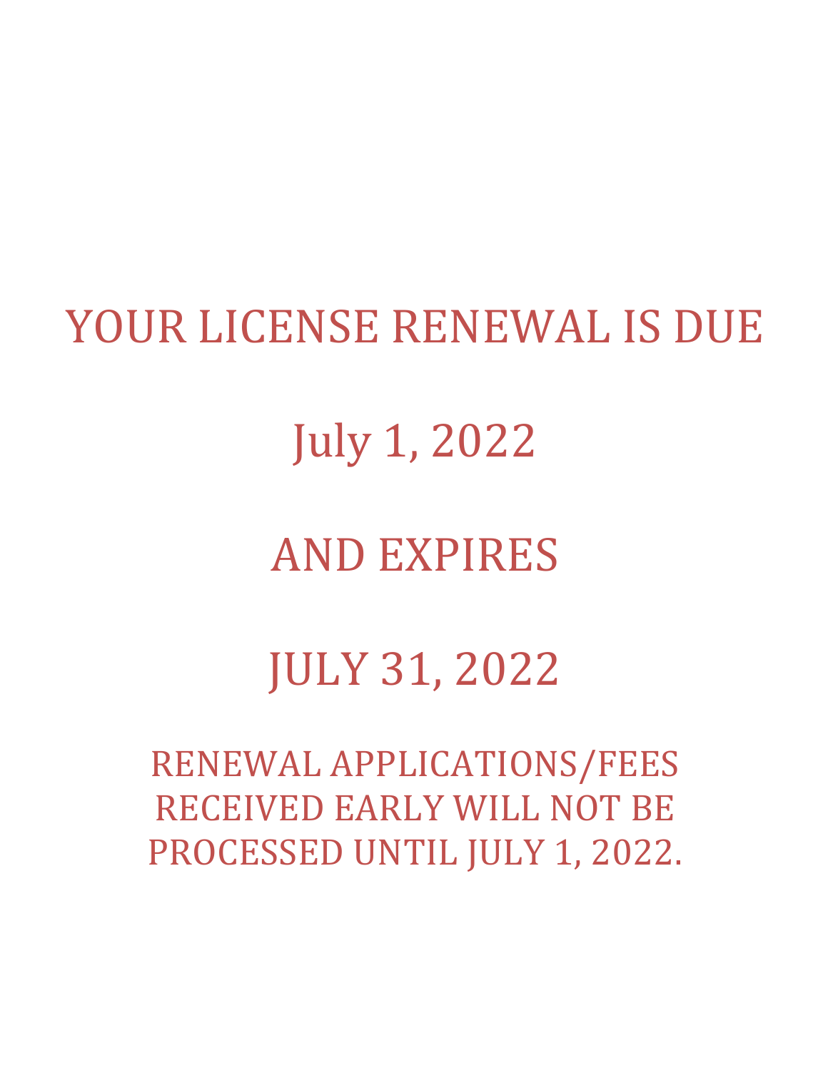# YOUR LICENSE RENEWAL IS DUE

# July 1, 2022

# AND EXPIRES

# JULY 31, 2022

RENEWAL APPLICATIONS/FEES RECEIVED EARLY WILL NOT BE PROCESSED UNTIL JULY 1, 2022.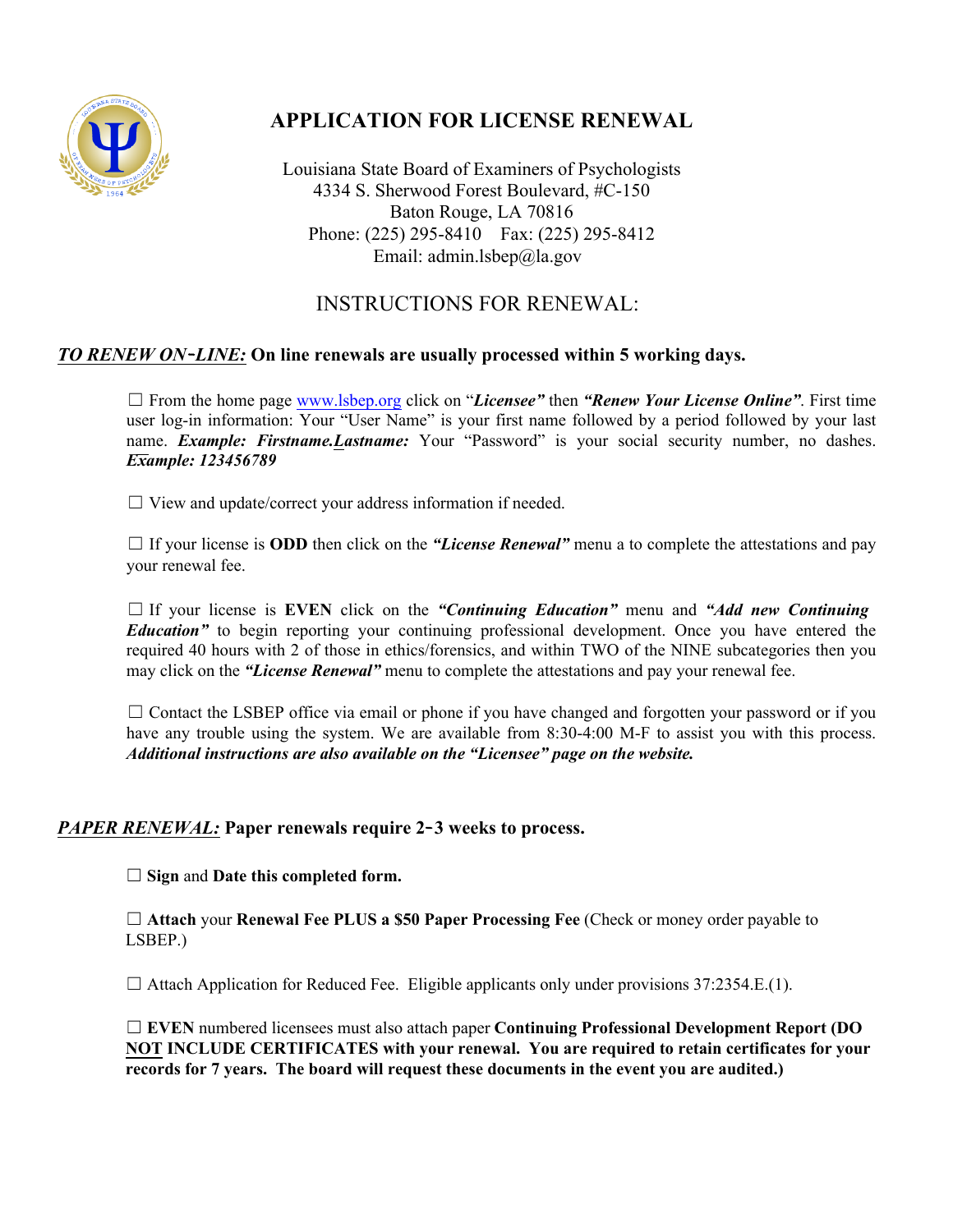# APPLICATION FOR LICENSE RENEWAL

Louisiana State Board of Examiners of Psychologists
4334 S. Sherwood Forest Boulevard, #C-150
Baton Rouge, LA 70816
Phone: (225) 295-8410 Fax: (225) 295-8412
Email: admin.lsbep@la.gov

## INSTRUCTIONS FOR RENEWAL:

***TO RENEW ON-LINE:*** **On line renewals are usually processed within 5 working days.**

☐ From the home page www.lsbep.org click on "***Licensee***" then ***"Renew Your License Online"***. First time user log-in information: Your "User Name" is your first name followed by a period followed by your last name. ***Example: Firstname.Lastname:*** Your "Password" is your social security number, no dashes. ***Example: 123456789***

☐ View and update/correct your address information if needed.

☐ If your license is **ODD** then click on the ***"License Renewal"*** menu a to complete the attestations and pay your renewal fee.

☐ If your license is **EVEN** click on the ***"Continuing Education"*** menu and ***"Add new Continuing Education"*** to begin reporting your continuing professional development. Once you have entered the required 40 hours with 2 of those in ethics/forensics, and within TWO of the NINE subcategories then you may click on the ***"License Renewal"*** menu to complete the attestations and pay your renewal fee.

☐ Contact the LSBEP office via email or phone if you have changed and forgotten your password or if you have any trouble using the system. We are available from 8:30-4:00 M-F to assist you with this process. ***Additional instructions are also available on the "Licensee" page on the website.***

***PAPER RENEWAL:*** **Paper renewals require 2-3 weeks to process.**

☐ **Sign** and **Date this completed form.**

☐ **Attach** your **Renewal Fee PLUS a $50 Paper Processing Fee** (Check or money order payable to LSBEP.)

☐ Attach Application for Reduced Fee. Eligible applicants only under provisions 37:2354.E.(1).

☐ **EVEN** numbered licensees must also attach paper **Continuing Professional Development Report (DO NOT INCLUDE CERTIFICATES with your renewal. You are required to retain certificates for your records for 7 years. The board will request these documents in the event you are audited.)**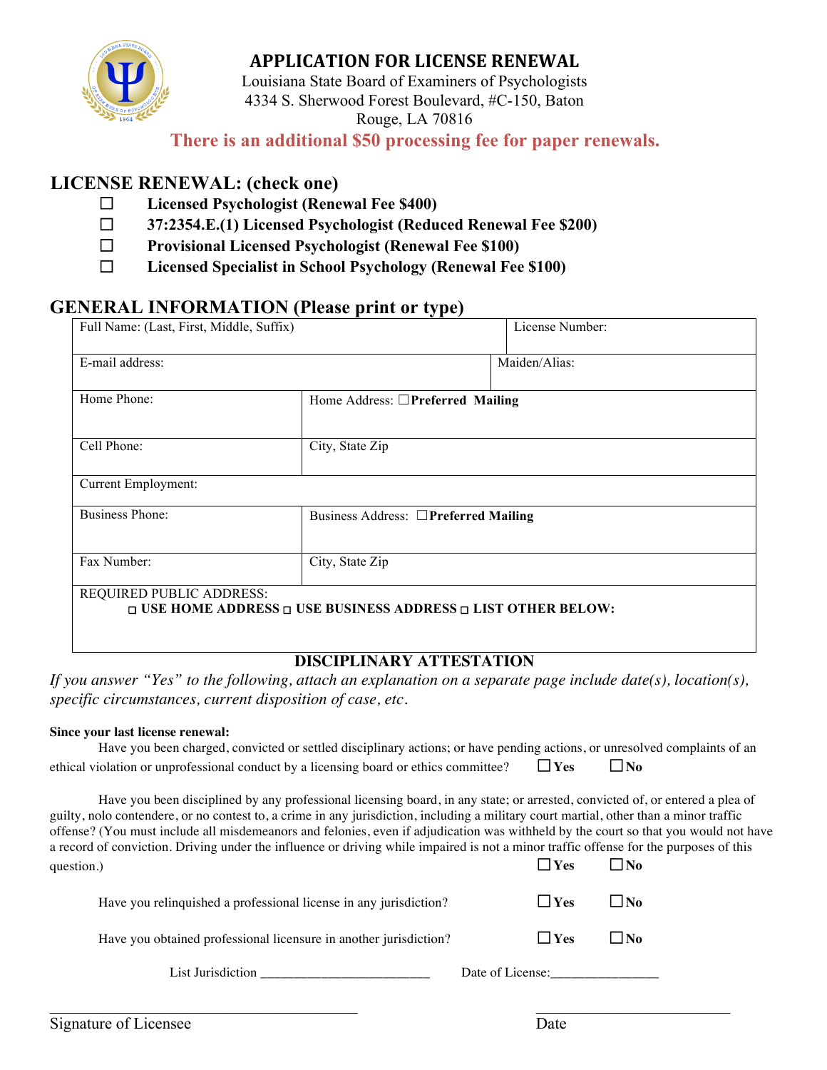# APPLICATION FOR LICENSE RENEWAL

Louisiana State Board of Examiners of Psychologists
4334 S. Sherwood Forest Boulevard, #C-150, Baton Rouge, LA 70816

**There is an additional $50 processing fee for paper renewals.**

## LICENSE RENEWAL: (check one)

- ☐ **Licensed Psychologist (Renewal Fee $400)**
- ☐ **37:2354.E.(1) Licensed Psychologist (Reduced Renewal Fee $200)**
- ☐ **Provisional Licensed Psychologist (Renewal Fee $100)**
- ☐ **Licensed Specialist in School Psychology (Renewal Fee $100)**

## GENERAL INFORMATION (Please print or type)

| | |
|---|---|
| Full Name: (Last, First, Middle, Suffix) | License Number: |
| E-mail address: | Maiden/Alias: |
| Home Phone: | Home Address: ☐**Preferred Mailing** |
| Cell Phone: | City, State Zip |
| Current Employment: | |
| Business Phone: | Business Address: ☐**Preferred Mailing** |
| Fax Number: | City, State Zip |
| REQUIRED PUBLIC ADDRESS: ☐ **USE HOME ADDRESS** ☐ **USE BUSINESS ADDRESS** ☐ **LIST OTHER BELOW:** | |

## DISCIPLINARY ATTESTATION

*If you answer "Yes" to the following, attach an explanation on a separate page include date(s), location(s), specific circumstances, current disposition of case, etc.*

**Since your last license renewal:**

Have you been charged, convicted or settled disciplinary actions; or have pending actions, or unresolved complaints of an ethical violation or unprofessional conduct by a licensing board or ethics committee? ☐**Yes** ☐**No**

Have you been disciplined by any professional licensing board, in any state; or arrested, convicted of, or entered a plea of guilty, nolo contendere, or no contest to, a crime in any jurisdiction, including a military court martial, other than a minor traffic offense? (You must include all misdemeanors and felonies, even if adjudication was withheld by the court so that you would not have a record of conviction. Driving under the influence or driving while impaired is not a minor traffic offense for the purposes of this question.) ☐**Yes** ☐**No**

Have you relinquished a professional license in any jurisdiction? ☐**Yes** ☐**No**

Have you obtained professional licensure in another jurisdiction? ☐**Yes** ☐**No**

List Jurisdiction ________________________ Date of License:_______________

_________________________________________ _________________________

Signature of Licensee Date